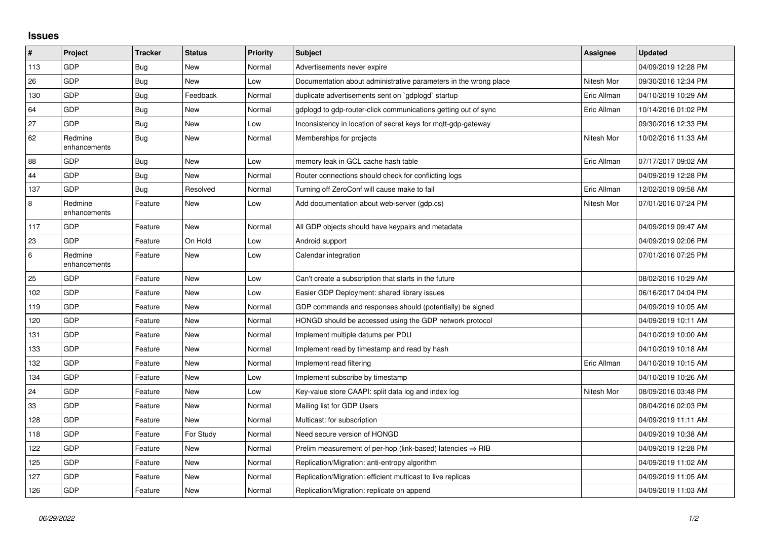## Issues

| # | Project | Tracker | Status | Priority | Subject | Assignee | Updated |
|---|---|---|---|---|---|---|---|
| 113 | GDP | Bug | New | Normal | Advertisements never expire | | 04/09/2019 12:28 PM |
| 26 | GDP | Bug | New | Low | Documentation about administrative parameters in the wrong place | Nitesh Mor | 09/30/2016 12:34 PM |
| 130 | GDP | Bug | Feedback | Normal | duplicate advertisements sent on `gdplogd` startup | Eric Allman | 04/10/2019 10:29 AM |
| 64 | GDP | Bug | New | Normal | gdplogd to gdp-router-click communications getting out of sync | Eric Allman | 10/14/2016 01:02 PM |
| 27 | GDP | Bug | New | Low | Inconsistency in location of secret keys for mqtt-gdp-gateway | | 09/30/2016 12:33 PM |
| 62 | Redmine enhancements | Bug | New | Normal | Memberships for projects | Nitesh Mor | 10/02/2016 11:33 AM |
| 88 | GDP | Bug | New | Low | memory leak in GCL cache hash table | Eric Allman | 07/17/2017 09:02 AM |
| 44 | GDP | Bug | New | Normal | Router connections should check for conflicting logs | | 04/09/2019 12:28 PM |
| 137 | GDP | Bug | Resolved | Normal | Turning off ZeroConf will cause make to fail | Eric Allman | 12/02/2019 09:58 AM |
| 8 | Redmine enhancements | Feature | New | Low | Add documentation about web-server (gdp.cs) | Nitesh Mor | 07/01/2016 07:24 PM |
| 117 | GDP | Feature | New | Normal | All GDP objects should have keypairs and metadata | | 04/09/2019 09:47 AM |
| 23 | GDP | Feature | On Hold | Low | Android support | | 04/09/2019 02:06 PM |
| 6 | Redmine enhancements | Feature | New | Low | Calendar integration | | 07/01/2016 07:25 PM |
| 25 | GDP | Feature | New | Low | Can't create a subscription that starts in the future | | 08/02/2016 10:29 AM |
| 102 | GDP | Feature | New | Low | Easier GDP Deployment: shared library issues | | 06/16/2017 04:04 PM |
| 119 | GDP | Feature | New | Normal | GDP commands and responses should (potentially) be signed | | 04/09/2019 10:05 AM |
| 120 | GDP | Feature | New | Normal | HONGD should be accessed using the GDP network protocol | | 04/09/2019 10:11 AM |
| 131 | GDP | Feature | New | Normal | Implement multiple datums per PDU | | 04/10/2019 10:00 AM |
| 133 | GDP | Feature | New | Normal | Implement read by timestamp and read by hash | | 04/10/2019 10:18 AM |
| 132 | GDP | Feature | New | Normal | Implement read filtering | Eric Allman | 04/10/2019 10:15 AM |
| 134 | GDP | Feature | New | Low | Implement subscribe by timestamp | | 04/10/2019 10:26 AM |
| 24 | GDP | Feature | New | Low | Key-value store CAAPI: split data log and index log | Nitesh Mor | 08/09/2016 03:48 PM |
| 33 | GDP | Feature | New | Normal | Mailing list for GDP Users | | 08/04/2016 02:03 PM |
| 128 | GDP | Feature | New | Normal | Multicast: for subscription | | 04/09/2019 11:11 AM |
| 118 | GDP | Feature | For Study | Normal | Need secure version of HONGD | | 04/09/2019 10:38 AM |
| 122 | GDP | Feature | New | Normal | Prelim measurement of per-hop (link-based) latencies ⇒ RIB | | 04/09/2019 12:28 PM |
| 125 | GDP | Feature | New | Normal | Replication/Migration: anti-entropy algorithm | | 04/09/2019 11:02 AM |
| 127 | GDP | Feature | New | Normal | Replication/Migration: efficient multicast to live replicas | | 04/09/2019 11:05 AM |
| 126 | GDP | Feature | New | Normal | Replication/Migration: replicate on append | | 04/09/2019 11:03 AM |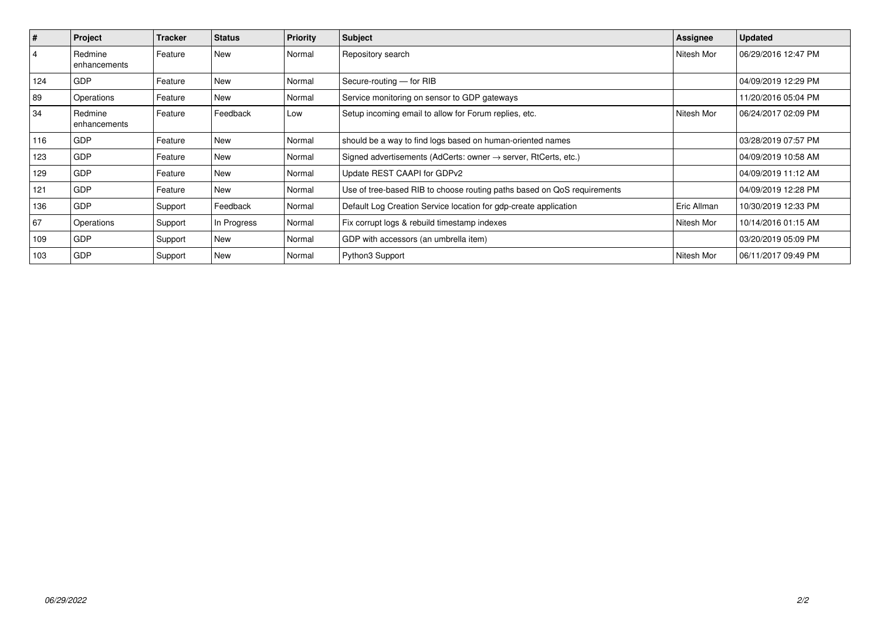| # | Project | Tracker | Status | Priority | Subject | Assignee | Updated |
| --- | --- | --- | --- | --- | --- | --- | --- |
| 4 | Redmine enhancements | Feature | New | Normal | Repository search | Nitesh Mor | 06/29/2016 12:47 PM |
| 124 | GDP | Feature | New | Normal | Secure-routing — for RIB | | 04/09/2019 12:29 PM |
| 89 | Operations | Feature | New | Normal | Service monitoring on sensor to GDP gateways | | 11/20/2016 05:04 PM |
| 34 | Redmine enhancements | Feature | Feedback | Low | Setup incoming email to allow for Forum replies, etc. | Nitesh Mor | 06/24/2017 02:09 PM |
| 116 | GDP | Feature | New | Normal | should be a way to find logs based on human-oriented names | | 03/28/2019 07:57 PM |
| 123 | GDP | Feature | New | Normal | Signed advertisements (AdCerts: owner → server, RtCerts, etc.) | | 04/09/2019 10:58 AM |
| 129 | GDP | Feature | New | Normal | Update REST CAAPI for GDPv2 | | 04/09/2019 11:12 AM |
| 121 | GDP | Feature | New | Normal | Use of tree-based RIB to choose routing paths based on QoS requirements | | 04/09/2019 12:28 PM |
| 136 | GDP | Support | Feedback | Normal | Default Log Creation Service location for gdp-create application | Eric Allman | 10/30/2019 12:33 PM |
| 67 | Operations | Support | In Progress | Normal | Fix corrupt logs & rebuild timestamp indexes | Nitesh Mor | 10/14/2016 01:15 AM |
| 109 | GDP | Support | New | Normal | GDP with accessors (an umbrella item) | | 03/20/2019 05:09 PM |
| 103 | GDP | Support | New | Normal | Python3 Support | Nitesh Mor | 06/11/2017 09:49 PM |